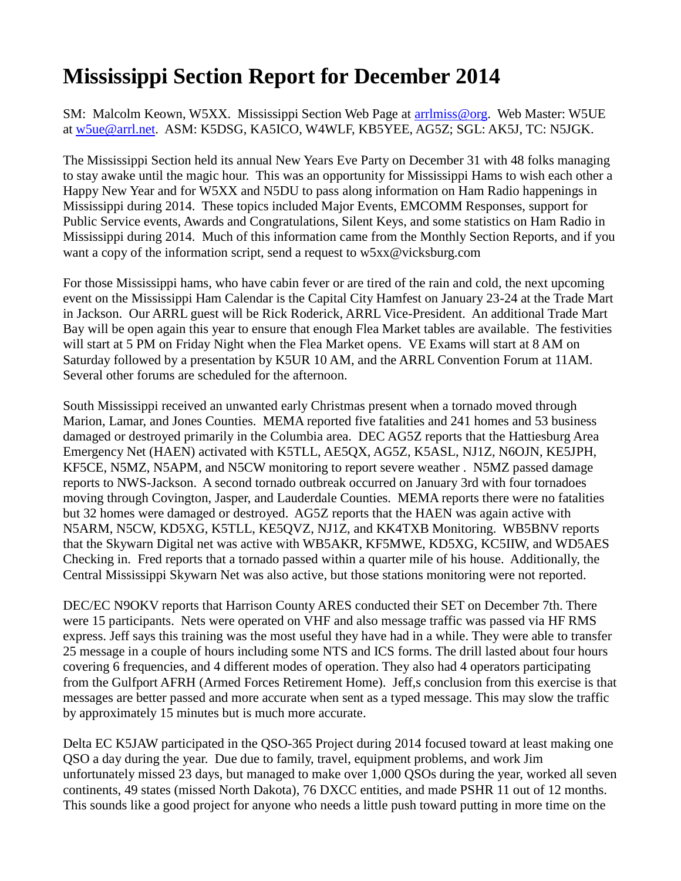# Mississippi Section Report for December 2014

SM: Malcolm Keown, W5XX. Mississippi Section Web Page at [arrlmiss@org](arrlmiss@org). Web Master: W5UE at [w5ue@arrl.net](mailto:w5ue@arrl.net). ASM: K5DSG, KA5ICO, W4WLF, KB5YEE, AG5Z; SGL: AK5J, TC: N5JGK.

The Mississippi Section held its annual New Years Eve Party on December 31 with 48 folks managing to stay awake until the magic hour. This was an opportunity for Mississippi Hams to wish each other a Happy New Year and for W5XX and N5DU to pass along information on Ham Radio happenings in Mississippi during 2014. These topics included Major Events, EMCOMM Responses, support for Public Service events, Awards and Congratulations, Silent Keys, and some statistics on Ham Radio in Mississippi during 2014. Much of this information came from the Monthly Section Reports, and if you want a copy of the information script, send a request to w5xx@vicksburg.com

For those Mississippi hams, who have cabin fever or are tired of the rain and cold, the next upcoming event on the Mississippi Ham Calendar is the Capital City Hamfest on January 23-24 at the Trade Mart in Jackson. Our ARRL guest will be Rick Roderick, ARRL Vice-President. An additional Trade Mart Bay will be open again this year to ensure that enough Flea Market tables are available. The festivities will start at 5 PM on Friday Night when the Flea Market opens. VE Exams will start at 8 AM on Saturday followed by a presentation by K5UR 10 AM, and the ARRL Convention Forum at 11AM. Several other forums are scheduled for the afternoon.

South Mississippi received an unwanted early Christmas present when a tornado moved through Marion, Lamar, and Jones Counties. MEMA reported five fatalities and 241 homes and 53 business damaged or destroyed primarily in the Columbia area. DEC AG5Z reports that the Hattiesburg Area Emergency Net (HAEN) activated with K5TLL, AE5QX, AG5Z, K5ASL, NJ1Z, N6OJN, KE5JPH, KF5CE, N5MZ, N5APM, and N5CW monitoring to report severe weather . N5MZ passed damage reports to NWS-Jackson. A second tornado outbreak occurred on January 3rd with four tornadoes moving through Covington, Jasper, and Lauderdale Counties. MEMA reports there were no fatalities but 32 homes were damaged or destroyed. AG5Z reports that the HAEN was again active with N5ARM, N5CW, KD5XG, K5TLL, KE5QVZ, NJ1Z, and KK4TXB Monitoring. WB5BNV reports that the Skywarn Digital net was active with WB5AKR, KF5MWE, KD5XG, KC5IIW, and WD5AES Checking in. Fred reports that a tornado passed within a quarter mile of his house. Additionally, the Central Mississippi Skywarn Net was also active, but those stations monitoring were not reported.

DEC/EC N9OKV reports that Harrison County ARES conducted their SET on December 7th. There were 15 participants. Nets were operated on VHF and also message traffic was passed via HF RMS express. Jeff says this training was the most useful they have had in a while. They were able to transfer 25 message in a couple of hours including some NTS and ICS forms. The drill lasted about four hours covering 6 frequencies, and 4 different modes of operation. They also had 4 operators participating from the Gulfport AFRH (Armed Forces Retirement Home). Jeff,s conclusion from this exercise is that messages are better passed and more accurate when sent as a typed message. This may slow the traffic by approximately 15 minutes but is much more accurate.

Delta EC K5JAW participated in the QSO-365 Project during 2014 focused toward at least making one QSO a day during the year. Due due to family, travel, equipment problems, and work Jim unfortunately missed 23 days, but managed to make over 1,000 QSOs during the year, worked all seven continents, 49 states (missed North Dakota), 76 DXCC entities, and made PSHR 11 out of 12 months. This sounds like a good project for anyone who needs a little push toward putting in more time on the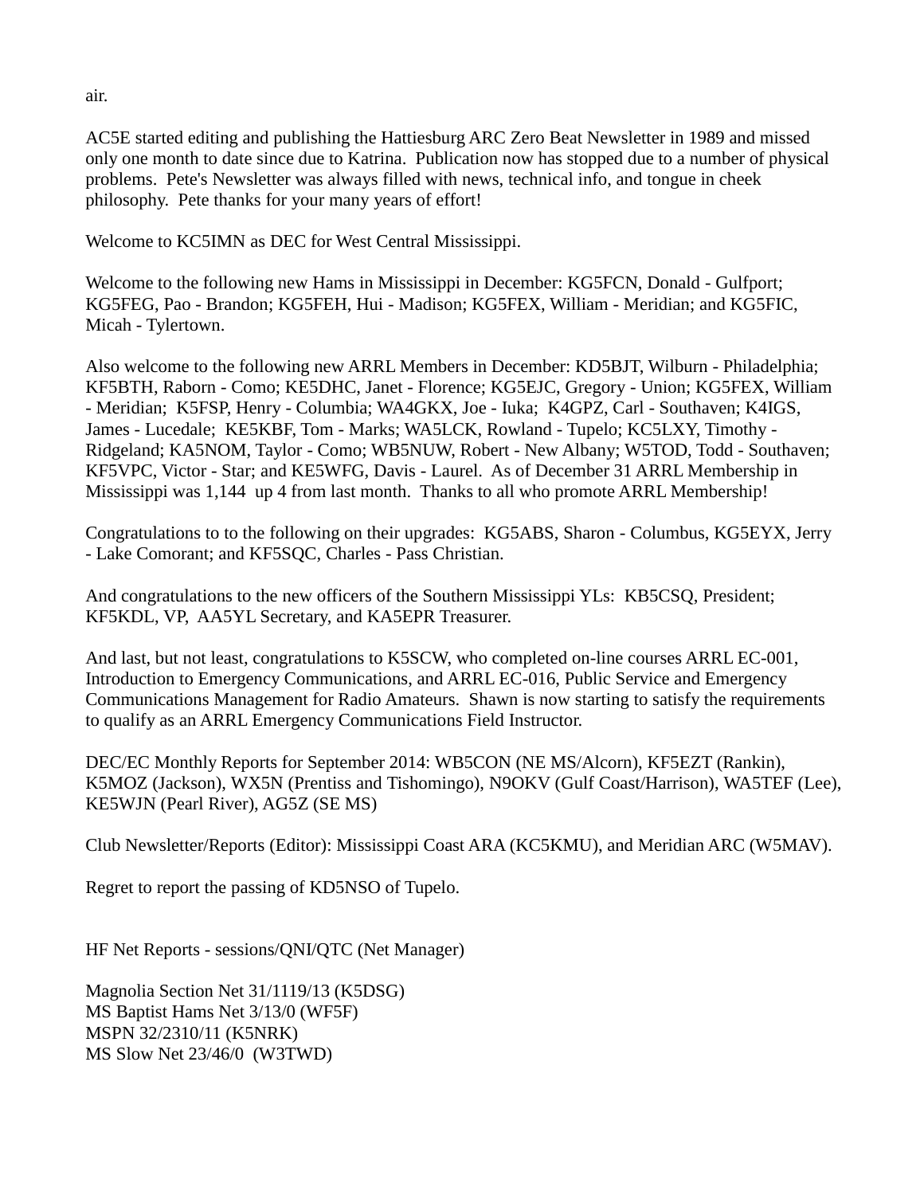air.

AC5E started editing and publishing the Hattiesburg ARC Zero Beat Newsletter in 1989 and missed only one month to date since due to Katrina.  Publication now has stopped due to a number of physical problems.  Pete's Newsletter was always filled with news, technical info, and tongue in cheek philosophy.  Pete thanks for your many years of effort!

Welcome to KC5IMN as DEC for West Central Mississippi.

Welcome to the following new Hams in Mississippi in December: KG5FCN, Donald - Gulfport; KG5FEG, Pao - Brandon; KG5FEH, Hui - Madison; KG5FEX, William - Meridian; and KG5FIC, Micah - Tylertown.

Also welcome to the following new ARRL Members in December: KD5BJT, Wilburn - Philadelphia; KF5BTH, Raborn - Como; KE5DHC, Janet - Florence; KG5EJC, Gregory - Union; KG5FEX, William - Meridian;  K5FSP, Henry - Columbia; WA4GKX, Joe - Iuka;  K4GPZ, Carl - Southaven; K4IGS, James - Lucedale;  KE5KBF, Tom - Marks; WA5LCK, Rowland - Tupelo; KC5LXY, Timothy - Ridgeland; KA5NOM, Taylor - Como; WB5NUW, Robert - New Albany; W5TOD, Todd - Southaven; KF5VPC, Victor - Star; and KE5WFG, Davis - Laurel.  As of December 31 ARRL Membership in Mississippi was 1,144  up 4 from last month.  Thanks to all who promote ARRL Membership!

Congratulations to to the following on their upgrades:  KG5ABS, Sharon - Columbus, KG5EYX, Jerry - Lake Comorant; and KF5SQC, Charles - Pass Christian.

And congratulations to the new officers of the Southern Mississippi YLs:  KB5CSQ, President; KF5KDL, VP,  AA5YL Secretary, and KA5EPR Treasurer.

And last, but not least, congratulations to K5SCW, who completed on-line courses ARRL EC-001, Introduction to Emergency Communications, and ARRL EC-016, Public Service and Emergency Communications Management for Radio Amateurs.  Shawn is now starting to satisfy the requirements to qualify as an ARRL Emergency Communications Field Instructor.

DEC/EC Monthly Reports for September 2014: WB5CON (NE MS/Alcorn), KF5EZT (Rankin), K5MOZ (Jackson), WX5N (Prentiss and Tishomingo), N9OKV (Gulf Coast/Harrison), WA5TEF (Lee), KE5WJN (Pearl River), AG5Z (SE MS)

Club Newsletter/Reports (Editor): Mississippi Coast ARA (KC5KMU), and Meridian ARC (W5MAV).

Regret to report the passing of KD5NSO of Tupelo.

HF Net Reports - sessions/QNI/QTC (Net Manager)

Magnolia Section Net 31/1119/13 (K5DSG)  
MS Baptist Hams Net 3/13/0 (WF5F)  
MSPN 32/2310/11 (K5NRK)  
MS Slow Net 23/46/0  (W3TWD)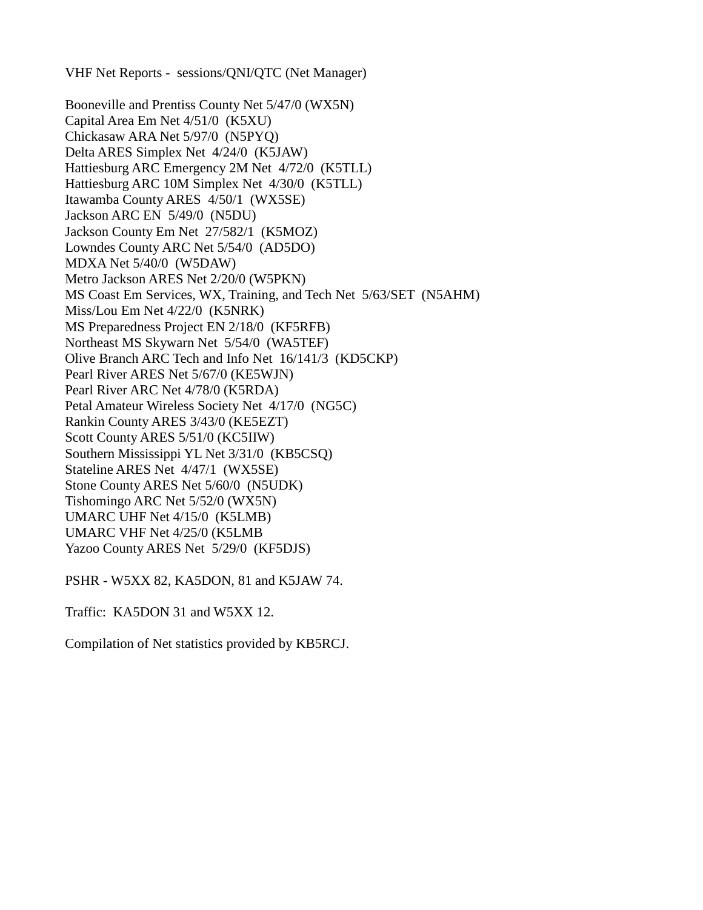VHF Net Reports - sessions/QNI/QTC (Net Manager)

Booneville and Prentiss County Net 5/47/0 (WX5N)
Capital Area Em Net 4/51/0 (K5XU)
Chickasaw ARA Net 5/97/0 (N5PYQ)
Delta ARES Simplex Net 4/24/0 (K5JAW)
Hattiesburg ARC Emergency 2M Net 4/72/0 (K5TLL)
Hattiesburg ARC 10M Simplex Net 4/30/0 (K5TLL)
Itawamba County ARES 4/50/1 (WX5SE)
Jackson ARC EN 5/49/0 (N5DU)
Jackson County Em Net 27/582/1 (K5MOZ)
Lowndes County ARC Net 5/54/0 (AD5DO)
MDXA Net 5/40/0 (W5DAW)
Metro Jackson ARES Net 2/20/0 (W5PKN)
MS Coast Em Services, WX, Training, and Tech Net 5/63/SET (N5AHM)
Miss/Lou Em Net 4/22/0 (K5NRK)
MS Preparedness Project EN 2/18/0 (KF5RFB)
Northeast MS Skywarn Net 5/54/0 (WA5TEF)
Olive Branch ARC Tech and Info Net 16/141/3 (KD5CKP)
Pearl River ARES Net 5/67/0 (KE5WJN)
Pearl River ARC Net 4/78/0 (K5RDA)
Petal Amateur Wireless Society Net 4/17/0 (NG5C)
Rankin County ARES 3/43/0 (KE5EZT)
Scott County ARES 5/51/0 (KC5IIW)
Southern Mississippi YL Net 3/31/0 (KB5CSQ)
Stateline ARES Net 4/47/1 (WX5SE)
Stone County ARES Net 5/60/0 (N5UDK)
Tishomingo ARC Net 5/52/0 (WX5N)
UMARC UHF Net 4/15/0 (K5LMB)
UMARC VHF Net 4/25/0 (K5LMB
Yazoo County ARES Net 5/29/0 (KF5DJS)

PSHR - W5XX 82, KA5DON, 81 and K5JAW 74.

Traffic: KA5DON 31 and W5XX 12.

Compilation of Net statistics provided by KB5RCJ.